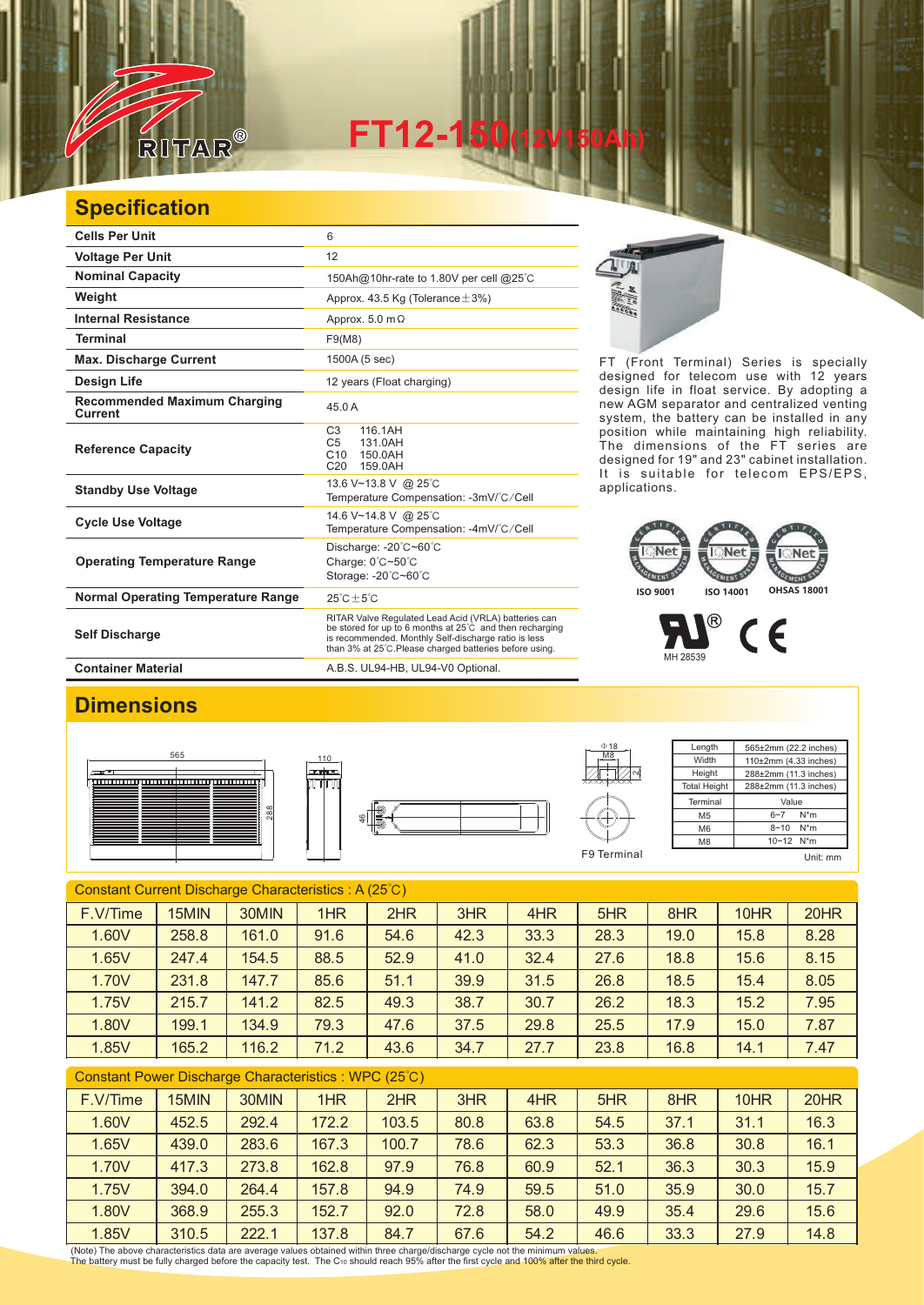# FT12-150(12V150Ah)

## Specification

| | |
|---|---|
| Cells Per Unit | 6 |
| Voltage Per Unit | 12 |
| Nominal Capacity | 150Ah@10hr-rate to 1.80V per cell @25℃ |
| Weight | Approx. 43.5 Kg (Tolerance±3%) |
| Internal Resistance | Approx. 5.0 mΩ |
| Terminal | F9(M8) |
| Max. Discharge Current | 1500A (5 sec) |
| Design Life | 12 years (Float charging) |
| Recommended Maximum Charging Current | 45.0 A |
| Reference Capacity | C3 116.1AH<br>C5 131.0AH<br>C10 150.0AH<br>C20 159.0AH |
| Standby Use Voltage | 13.6 V~13.8 V @ 25℃<br>Temperature Compensation: -3mV/℃/Cell |
| Cycle Use Voltage | 14.6 V~14.8 V @ 25℃<br>Temperature Compensation: -4mV/℃/Cell |
| Operating Temperature Range | Discharge: -20℃~60℃<br>Charge: 0℃~50℃<br>Storage: -20℃~60℃ |
| Normal Operating Temperature Range | 25℃±5℃ |
| Self Discharge | RITAR Valve Regulated Lead Acid (VRLA) batteries can be stored for up to 6 months at 25℃ and then recharging is recommended. Monthly Self-discharge ratio is less than 3% at 25℃.Please charged batteries before using. |
| Container Material | A.B.S. UL94-HB, UL94-V0 Optional. |

FT (Front Terminal) Series is specially designed for telecom use with 12 years design life in float service. By adopting a new AGM separator and centralized venting system, the battery can be installed in any position while maintaining high reliability. The dimensions of the FT series are designed for 19" and 23" cabinet installation. It is suitable for telecom EPS/EPS, applications.

ISO 9001 ISO 14001 OHSAS 18001

MH 28539

## Dimensions

F9 Terminal

| Length | 565±2mm (22.2 inches) |
|---|---|
| Width | 110±2mm (4.33 inches) |
| Height | 288±2mm (11.3 inches) |
| Total Height | 288±2mm (11.3 inches) |

| Terminal | Value |
|---|---|
| M5 | 6~7 N*m |
| M6 | 8~10 N*m |
| M8 | 10~12 N*m |

Unit: mm

Constant Current Discharge Characteristics : A (25℃)

| F.V/Time | 15MIN | 30MIN | 1HR | 2HR | 3HR | 4HR | 5HR | 8HR | 10HR | 20HR |
|---|---|---|---|---|---|---|---|---|---|---|
| 1.60V | 258.8 | 161.0 | 91.6 | 54.6 | 42.3 | 33.3 | 28.3 | 19.0 | 15.8 | 8.28 |
| 1.65V | 247.4 | 154.5 | 88.5 | 52.9 | 41.0 | 32.4 | 27.6 | 18.8 | 15.6 | 8.15 |
| 1.70V | 231.8 | 147.7 | 85.6 | 51.1 | 39.9 | 31.5 | 26.8 | 18.5 | 15.4 | 8.05 |
| 1.75V | 215.7 | 141.2 | 82.5 | 49.3 | 38.7 | 30.7 | 26.2 | 18.3 | 15.2 | 7.95 |
| 1.80V | 199.1 | 134.9 | 79.3 | 47.6 | 37.5 | 29.8 | 25.5 | 17.9 | 15.0 | 7.87 |
| 1.85V | 165.2 | 116.2 | 71.2 | 43.6 | 34.7 | 27.7 | 23.8 | 16.8 | 14.1 | 7.47 |

Constant Power Discharge Characteristics : WPC (25℃)

| F.V/Time | 15MIN | 30MIN | 1HR | 2HR | 3HR | 4HR | 5HR | 8HR | 10HR | 20HR |
|---|---|---|---|---|---|---|---|---|---|---|
| 1.60V | 452.5 | 292.4 | 172.2 | 103.5 | 80.8 | 63.8 | 54.5 | 37.1 | 31.1 | 16.3 |
| 1.65V | 439.0 | 283.6 | 167.3 | 100.7 | 78.6 | 62.3 | 53.3 | 36.8 | 30.8 | 16.1 |
| 1.70V | 417.3 | 273.8 | 162.8 | 97.9 | 76.8 | 60.9 | 52.1 | 36.3 | 30.3 | 15.9 |
| 1.75V | 394.0 | 264.4 | 157.8 | 94.9 | 74.9 | 59.5 | 51.0 | 35.9 | 30.0 | 15.7 |
| 1.80V | 368.9 | 255.3 | 152.7 | 92.0 | 72.8 | 58.0 | 49.9 | 35.4 | 29.6 | 15.6 |
| 1.85V | 310.5 | 222.1 | 137.8 | 84.7 | 67.6 | 54.2 | 46.6 | 33.3 | 27.9 | 14.8 |

(Note) The above characteristics data are average values obtained within three charge/discharge cycle not the minimum values.
The battery must be fully charged before the capacity test. The $C_{10}$ should reach 95% after the first cycle and 100% after the third cycle.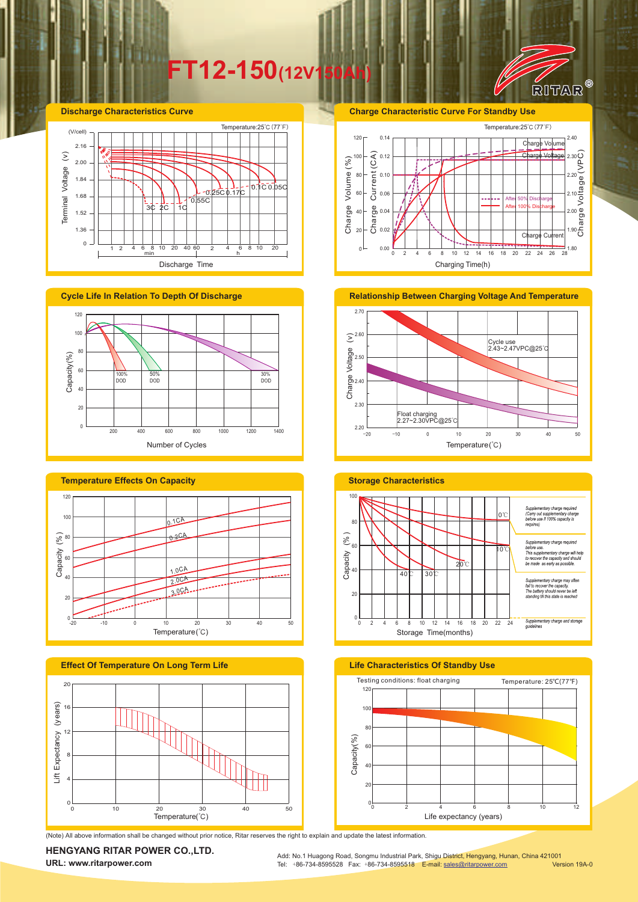# FT12-150(12V150Ah)

RITAR®

## Discharge Characteristics Curve

Temperature:25℃ (77℉)

(V/cell)

Terminal Voltage (v)

2.16
2.00
1.84
1.68
1.52
1.36
0

3C 2C 1C 0.55C 0.25C 0.17C 0.1C 0.05C

1 2 4 6 8 10 20 40 60 2 4 6 8 10 20

min h

Discharge Time

## Charge Characteristic Curve For Standby Use

Temperature:25℃ (77℉)

Charge Volume (%) Charge Current (CA) Charge Voltage (VPC)

120 100 80 60 40 20 0

0.14 0.12 0.10 0.06 0.04 0.02 0.00

2.40 2.30 2.20 2.10 2.00 1.90 1.80

Charge Volume

Charge Voltage

After 50% Discharge

After 100% Discharge

Charge Current

0 2 4 6 8 10 12 14 16 18 20 22 24 26 28

Charging Time(h)

## Cycle Life In Relation To Depth Of Discharge

Capacity(%)

120 100 80 60 40 20 0

100% DOD

50% DOD

30% DOD

200 400 600 800 1000 1200 1400

Number of Cycles

## Relationship Between Charging Voltage And Temperature

Charge Voltage (v)

2.70 2.60 2.50 2.40 2.30 2.20

Cycle use
2.43~2.47VPC@25℃

Float charging
2.27~2.30VPC@25℃

−20 −10 0 10 20 30 40 50

Temperature(℃)

## Temperature Effects On Capacity

Capacity (%)

120 100 80 60 40 20 0

0.1CA
0.2CA
1.0CA
2.0CA
3.0CA

-20 -10 0 10 20 30 40 50

Temperature(℃)

## Storage Characteristics

Capacity (%)

100 80 60 40 20 0

0℃ 10℃ 20℃ 30℃ 40℃

0 2 4 6 8 10 12 14 16 18 20 22 24

Storage Time(months)

Supplementary charge required (Carry out supplementary charge before use if 100% capacity is requires)

Supplementary charge required before use. This supplementary charge will help to recover the capacity and should be made as early as possible.

Supplementary charge may often fail to recover the capacity. The battery should never be left standing till this state is reached

Supplementary charge and storage guidelines

## Effect Of Temperature On Long Term Life

Lift Expectancy (years)

20 16 12 8 4 0

0 10 20 30 40 50

Temperature(℃)

## Life Characteristics Of Standby Use

Testing conditions: float charging

Temperature: 25℃(77℉)

Capacity(%)

120 100 80 60 40 20 0

0 2 4 6 8 10 12

Life expectancy (years)

(Note) All above information shall be changed without prior notice, Ritar reserves the right to explain and update the latest information.

**HENGYANG RITAR POWER CO.,LTD.**
**URL: www.ritarpower.com**

Add: No.1 Huagong Road, Songmu Industrial Park, Shigu District, Hengyang, Hunan, China 421001
Tel: +86-734-8595528 Fax: +86-734-8595518 E-mail: sales@ritarpower.com

Version 19A-0